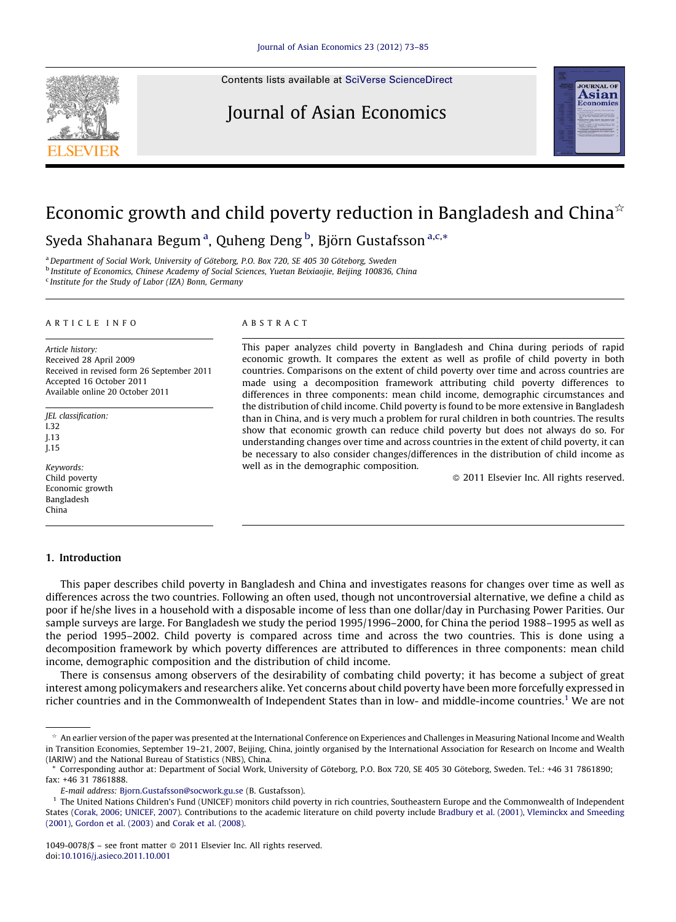# Economic growth and child poverty reduction in Bangladesh and China[☆]

Syeda Shahanara Begum[a], Quheng Deng[b], Björn Gustafsson[a,c,*]

[a] Department of Social Work, University of Göteborg, P.O. Box 720, SE 405 30 Göteborg, Sweden
[b] Institute of Economics, Chinese Academy of Social Sciences, Yuetan Beixiaojie, Beijing 100836, China
[c] Institute for the Study of Labor (IZA) Bonn, Germany

ARTICLE INFO

*Article history:*
Received 28 April 2009
Received in revised form 26 September 2011
Accepted 16 October 2011
Available online 20 October 2011

*JEL classification:*
I.32
J.13
J.15

*Keywords:*
Child poverty
Economic growth
Bangladesh
China

ABSTRACT

This paper analyzes child poverty in Bangladesh and China during periods of rapid economic growth. It compares the extent as well as profile of child poverty in both countries. Comparisons on the extent of child poverty over time and across countries are made using a decomposition framework attributing child poverty differences to differences in three components: mean child income, demographic circumstances and the distribution of child income. Child poverty is found to be more extensive in Bangladesh than in China, and is very much a problem for rural children in both countries. The results show that economic growth can reduce child poverty but does not always do so. For understanding changes over time and across countries in the extent of child poverty, it can be necessary to also consider changes/differences in the distribution of child income as well as in the demographic composition.

© 2011 Elsevier Inc. All rights reserved.

## 1. Introduction

This paper describes child poverty in Bangladesh and China and investigates reasons for changes over time as well as differences across the two countries. Following an often used, though not uncontroversial alternative, we define a child as poor if he/she lives in a household with a disposable income of less than one dollar/day in Purchasing Power Parities. Our sample surveys are large. For Bangladesh we study the period 1995/1996–2000, for China the period 1988–1995 as well as the period 1995–2002. Child poverty is compared across time and across the two countries. This is done using a decomposition framework by which poverty differences are attributed to differences in three components: mean child income, demographic composition and the distribution of child income.

There is consensus among observers of the desirability of combating child poverty; it has become a subject of great interest among policymakers and researchers alike. Yet concerns about child poverty have been more forcefully expressed in richer countries and in the Commonwealth of Independent States than in low- and middle-income countries.[1] We are not

---

[☆] An earlier version of the paper was presented at the International Conference on Experiences and Challenges in Measuring National Income and Wealth in Transition Economies, September 19–21, 2007, Beijing, China, jointly organised by the International Association for Research on Income and Wealth (IARIW) and the National Bureau of Statistics (NBS), China.

[*] Corresponding author at: Department of Social Work, University of Göteborg, P.O. Box 720, SE 405 30 Göteborg, Sweden. Tel.: +46 31 7861890; fax: +46 31 7861888.

*E-mail address:* Bjorn.Gustafsson@socwork.gu.se (B. Gustafsson).

[1] The United Nations Children's Fund (UNICEF) monitors child poverty in rich countries, Southeastern Europe and the Commonwealth of Independent States (Corak, 2006; UNICEF, 2007). Contributions to the academic literature on child poverty include Bradbury et al. (2001), Vleminckx and Smeeding (2001), Gordon et al. (2003) and Corak et al. (2008).

1049-0078/$ – see front matter © 2011 Elsevier Inc. All rights reserved.
doi:10.1016/j.asieco.2011.10.001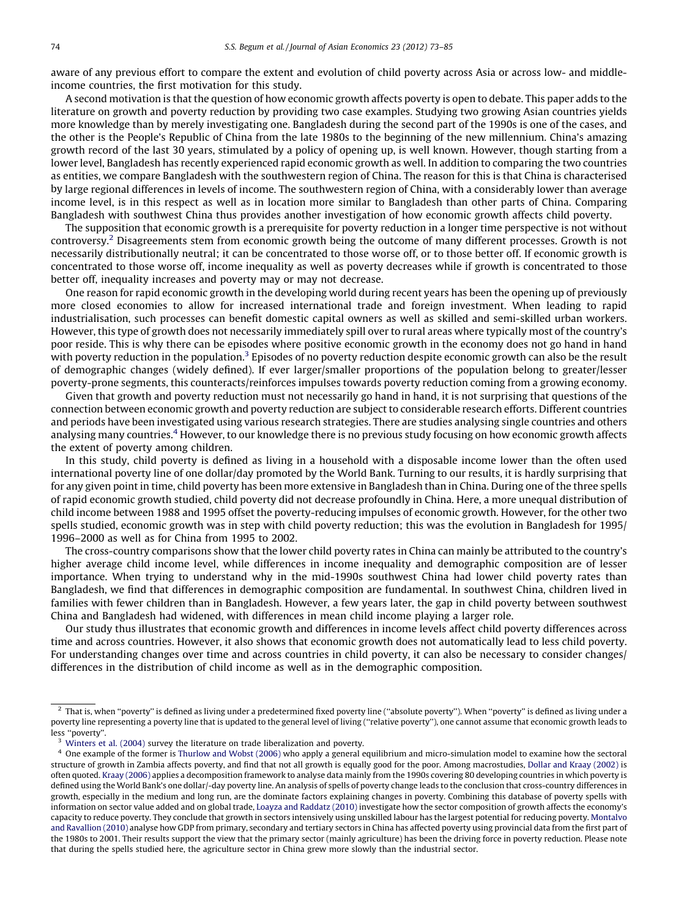aware of any previous effort to compare the extent and evolution of child poverty across Asia or across low- and middle-income countries, the first motivation for this study.

A second motivation is that the question of how economic growth affects poverty is open to debate. This paper adds to the literature on growth and poverty reduction by providing two case examples. Studying two growing Asian countries yields more knowledge than by merely investigating one. Bangladesh during the second part of the 1990s is one of the cases, and the other is the People's Republic of China from the late 1980s to the beginning of the new millennium. China's amazing growth record of the last 30 years, stimulated by a policy of opening up, is well known. However, though starting from a lower level, Bangladesh has recently experienced rapid economic growth as well. In addition to comparing the two countries as entities, we compare Bangladesh with the southwestern region of China. The reason for this is that China is characterised by large regional differences in levels of income. The southwestern region of China, with a considerably lower than average income level, is in this respect as well as in location more similar to Bangladesh than other parts of China. Comparing Bangladesh with southwest China thus provides another investigation of how economic growth affects child poverty.

The supposition that economic growth is a prerequisite for poverty reduction in a longer time perspective is not without controversy.[2] Disagreements stem from economic growth being the outcome of many different processes. Growth is not necessarily distributionally neutral; it can be concentrated to those worse off, or to those better off. If economic growth is concentrated to those worse off, income inequality as well as poverty decreases while if growth is concentrated to those better off, inequality increases and poverty may or may not decrease.

One reason for rapid economic growth in the developing world during recent years has been the opening up of previously more closed economies to allow for increased international trade and foreign investment. When leading to rapid industrialisation, such processes can benefit domestic capital owners as well as skilled and semi-skilled urban workers. However, this type of growth does not necessarily immediately spill over to rural areas where typically most of the country's poor reside. This is why there can be episodes where positive economic growth in the economy does not go hand in hand with poverty reduction in the population.[3] Episodes of no poverty reduction despite economic growth can also be the result of demographic changes (widely defined). If ever larger/smaller proportions of the population belong to greater/lesser poverty-prone segments, this counteracts/reinforces impulses towards poverty reduction coming from a growing economy.

Given that growth and poverty reduction must not necessarily go hand in hand, it is not surprising that questions of the connection between economic growth and poverty reduction are subject to considerable research efforts. Different countries and periods have been investigated using various research strategies. There are studies analysing single countries and others analysing many countries.[4] However, to our knowledge there is no previous study focusing on how economic growth affects the extent of poverty among children.

In this study, child poverty is defined as living in a household with a disposable income lower than the often used international poverty line of one dollar/day promoted by the World Bank. Turning to our results, it is hardly surprising that for any given point in time, child poverty has been more extensive in Bangladesh than in China. During one of the three spells of rapid economic growth studied, child poverty did not decrease profoundly in China. Here, a more unequal distribution of child income between 1988 and 1995 offset the poverty-reducing impulses of economic growth. However, for the other two spells studied, economic growth was in step with child poverty reduction; this was the evolution in Bangladesh for 1995/1996–2000 as well as for China from 1995 to 2002.

The cross-country comparisons show that the lower child poverty rates in China can mainly be attributed to the country's higher average child income level, while differences in income inequality and demographic composition are of lesser importance. When trying to understand why in the mid-1990s southwest China had lower child poverty rates than Bangladesh, we find that differences in demographic composition are fundamental. In southwest China, children lived in families with fewer children than in Bangladesh. However, a few years later, the gap in child poverty between southwest China and Bangladesh had widened, with differences in mean child income playing a larger role.

Our study thus illustrates that economic growth and differences in income levels affect child poverty differences across time and across countries. However, it also shows that economic growth does not automatically lead to less child poverty. For understanding changes over time and across countries in child poverty, it can also be necessary to consider changes/differences in the distribution of child income as well as in the demographic composition.

---

[2] That is, when "poverty" is defined as living under a predetermined fixed poverty line ("absolute poverty"). When "poverty" is defined as living under a poverty line representing a poverty line that is updated to the general level of living ("relative poverty"), one cannot assume that economic growth leads to less "poverty".

[3] Winters et al. (2004) survey the literature on trade liberalization and poverty.

[4] One example of the former is Thurlow and Wobst (2006) who apply a general equilibrium and micro-simulation model to examine how the sectoral structure of growth in Zambia affects poverty, and find that not all growth is equally good for the poor. Among macrostudies, Dollar and Kraay (2002) is often quoted. Kraay (2006) applies a decomposition framework to analyse data mainly from the 1990s covering 80 developing countries in which poverty is defined using the World Bank's one dollar/-day poverty line. An analysis of spells of poverty change leads to the conclusion that cross-country differences in growth, especially in the medium and long run, are the dominate factors explaining changes in poverty. Combining this database of poverty spells with information on sector value added and on global trade, Loayza and Raddatz (2010) investigate how the sector composition of growth affects the economy's capacity to reduce poverty. They conclude that growth in sectors intensively using unskilled labour has the largest potential for reducing poverty. Montalvo and Ravallion (2010) analyse how GDP from primary, secondary and tertiary sectors in China has affected poverty using provincial data from the first part of the 1980s to 2001. Their results support the view that the primary sector (mainly agriculture) has been the driving force in poverty reduction. Please note that during the spells studied here, the agriculture sector in China grew more slowly than the industrial sector.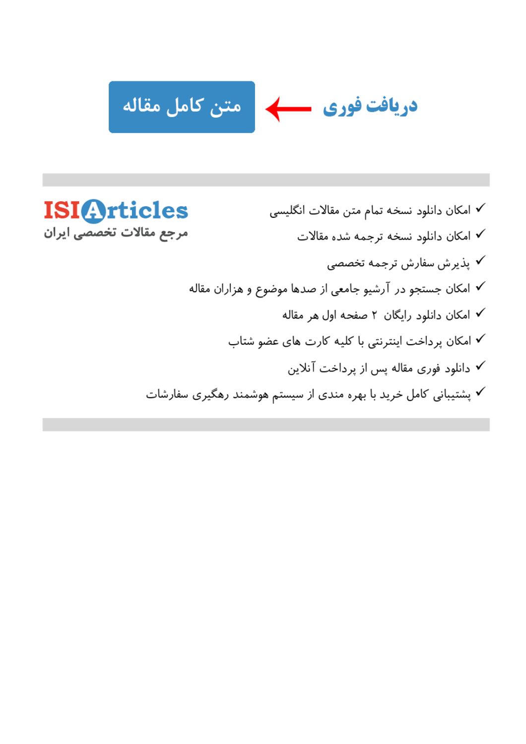دریافت فوری ← متن کامل مقاله

**ISIArticles**
مرجع مقالات تخصصی ایران

- ✓ امکان دانلود نسخه تمام متن مقالات انگلیسی
- ✓ امکان دانلود نسخه ترجمه شده مقالات
- ✓ پذیرش سفارش ترجمه تخصصی
- ✓ امکان جستجو در آرشیو جامعی از صدها موضوع و هزاران مقاله
- ✓ امکان دانلود رایگان ۲ صفحه اول هر مقاله
- ✓ امکان پرداخت اینترنتی با کلیه کارت های عضو شتاب
- ✓ دانلود فوری مقاله پس از پرداخت آنلاین
- ✓ پشتیبانی کامل خرید با بهره مندی از سیستم هوشمند رهگیری سفارشات